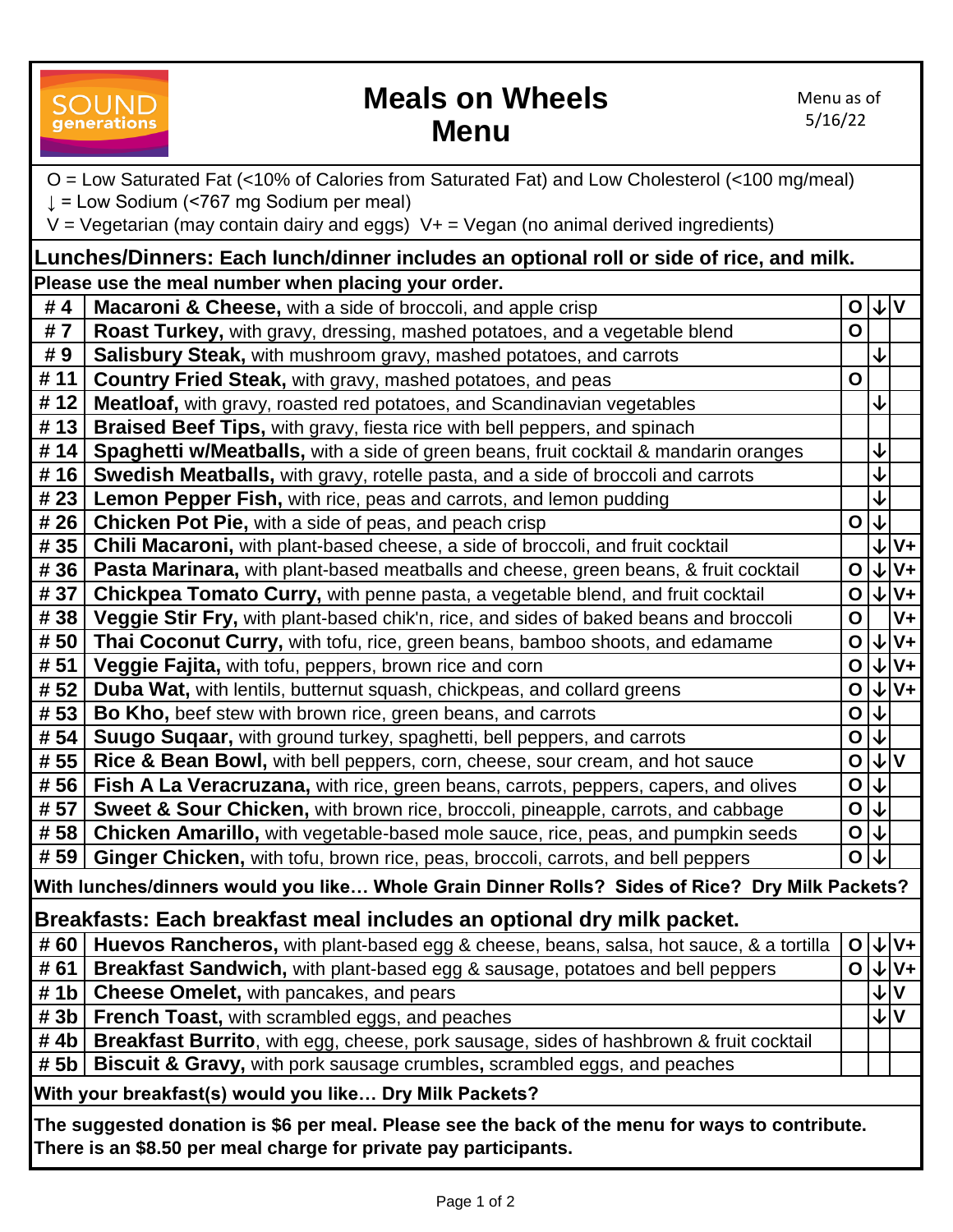# Meals on Wheels Menu

SOUND generations

Menu as of 5/16/22

O = Low Saturated Fat (<10% of Calories from Saturated Fat) and Low Cholesterol (<100 mg/meal)
↓ = Low Sodium (<767 mg Sodium per meal)
V = Vegetarian (may contain dairy and eggs) V+ = Vegan (no animal derived ingredients)

## Lunches/Dinners: Each lunch/dinner includes an optional roll or side of rice, and milk.

**Please use the meal number when placing your order.**

| # | Meal | O | ↓ | V |
|---|---|---|---|---|
| # 4 | **Macaroni & Cheese,** with a side of broccoli, and apple crisp | O | ↓ | V |
| # 7 | **Roast Turkey,** with gravy, dressing, mashed potatoes, and a vegetable blend | O | | |
| # 9 | **Salisbury Steak,** with mushroom gravy, mashed potatoes, and carrots | | ↓ | |
| # 11 | **Country Fried Steak,** with gravy, mashed potatoes, and peas | O | | |
| # 12 | **Meatloaf,** with gravy, roasted red potatoes, and Scandinavian vegetables | | ↓ | |
| # 13 | **Braised Beef Tips,** with gravy, fiesta rice with bell peppers, and spinach | | | |
| # 14 | **Spaghetti w/Meatballs,** with a side of green beans, fruit cocktail & mandarin oranges | | ↓ | |
| # 16 | **Swedish Meatballs,** with gravy, rotelle pasta, and a side of broccoli and carrots | | ↓ | |
| # 23 | **Lemon Pepper Fish,** with rice, peas and carrots, and lemon pudding | | ↓ | |
| # 26 | **Chicken Pot Pie,** with a side of peas, and peach crisp | O | ↓ | |
| # 35 | **Chili Macaroni,** with plant-based cheese, a side of broccoli, and fruit cocktail | | ↓ | V+ |
| # 36 | **Pasta Marinara,** with plant-based meatballs and cheese, green beans, & fruit cocktail | O | ↓ | V+ |
| # 37 | **Chickpea Tomato Curry,** with penne pasta, a vegetable blend, and fruit cocktail | O | ↓ | V+ |
| # 38 | **Veggie Stir Fry,** with plant-based chik'n, rice, and sides of baked beans and broccoli | O | | V+ |
| # 50 | **Thai Coconut Curry,** with tofu, rice, green beans, bamboo shoots, and edamame | O | ↓ | V+ |
| # 51 | **Veggie Fajita,** with tofu, peppers, brown rice and corn | O | ↓ | V+ |
| # 52 | **Duba Wat,** with lentils, butternut squash, chickpeas, and collard greens | O | ↓ | V+ |
| # 53 | **Bo Kho,** beef stew with brown rice, green beans, and carrots | O | ↓ | |
| # 54 | **Suugo Suqaar,** with ground turkey, spaghetti, bell peppers, and carrots | O | ↓ | |
| # 55 | **Rice & Bean Bowl,** with bell peppers, corn, cheese, sour cream, and hot sauce | O | ↓ | V |
| # 56 | **Fish A La Veracruzana,** with rice, green beans, carrots, peppers, capers, and olives | O | ↓ | |
| # 57 | **Sweet & Sour Chicken,** with brown rice, broccoli, pineapple, carrots, and cabbage | O | ↓ | |
| # 58 | **Chicken Amarillo,** with vegetable-based mole sauce, rice, peas, and pumpkin seeds | O | ↓ | |
| # 59 | **Ginger Chicken,** with tofu, brown rice, peas, broccoli, carrots, and bell peppers | O | ↓ | |

**With lunches/dinners would you like… Whole Grain Dinner Rolls? Sides of Rice? Dry Milk Packets?**

## Breakfasts: Each breakfast meal includes an optional dry milk packet.

| # | Meal | O | ↓ | V |
|---|---|---|---|---|
| # 60 | **Huevos Rancheros,** with plant-based egg & cheese, beans, salsa, hot sauce, & a tortilla | O | ↓ | V+ |
| # 61 | **Breakfast Sandwich,** with plant-based egg & sausage, potatoes and bell peppers | O | ↓ | V+ |
| # 1b | **Cheese Omelet,** with pancakes, and pears | | ↓ | V |
| # 3b | **French Toast,** with scrambled eggs, and peaches | | ↓ | V |
| # 4b | **Breakfast Burrito**, with egg, cheese, pork sausage, sides of hashbrown & fruit cocktail | | | |
| # 5b | **Biscuit & Gravy,** with pork sausage crumbles**,** scrambled eggs, and peaches | | | |

**With your breakfast(s) would you like… Dry Milk Packets?**

**The suggested donation is $6 per meal. Please see the back of the menu for ways to contribute. There is an $8.50 per meal charge for private pay participants.**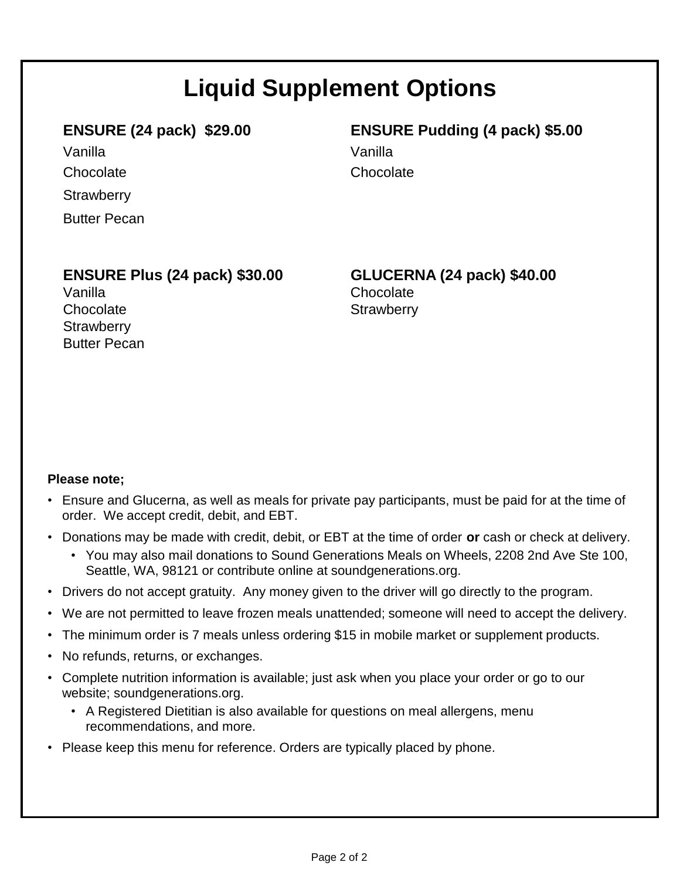# Liquid Supplement Options

**ENSURE (24 pack) $29.00**

Vanilla

Chocolate

Strawberry

Butter Pecan

**ENSURE Pudding (4 pack) $5.00**

Vanilla

Chocolate

**ENSURE Plus (24 pack) $30.00**

Vanilla

Chocolate

Strawberry

Butter Pecan

**GLUCERNA (24 pack) $40.00**

Chocolate

Strawberry

**Please note;**

- Ensure and Glucerna, as well as meals for private pay participants, must be paid for at the time of order. We accept credit, debit, and EBT.
- Donations may be made with credit, debit, or EBT at the time of order **or** cash or check at delivery.
  - You may also mail donations to Sound Generations Meals on Wheels, 2208 2nd Ave Ste 100, Seattle, WA, 98121 or contribute online at soundgenerations.org.
- Drivers do not accept gratuity. Any money given to the driver will go directly to the program.
- We are not permitted to leave frozen meals unattended; someone will need to accept the delivery.
- The minimum order is 7 meals unless ordering $15 in mobile market or supplement products.
- No refunds, returns, or exchanges.
- Complete nutrition information is available; just ask when you place your order or go to our website; soundgenerations.org.
  - A Registered Dietitian is also available for questions on meal allergens, menu recommendations, and more.
- Please keep this menu for reference. Orders are typically placed by phone.